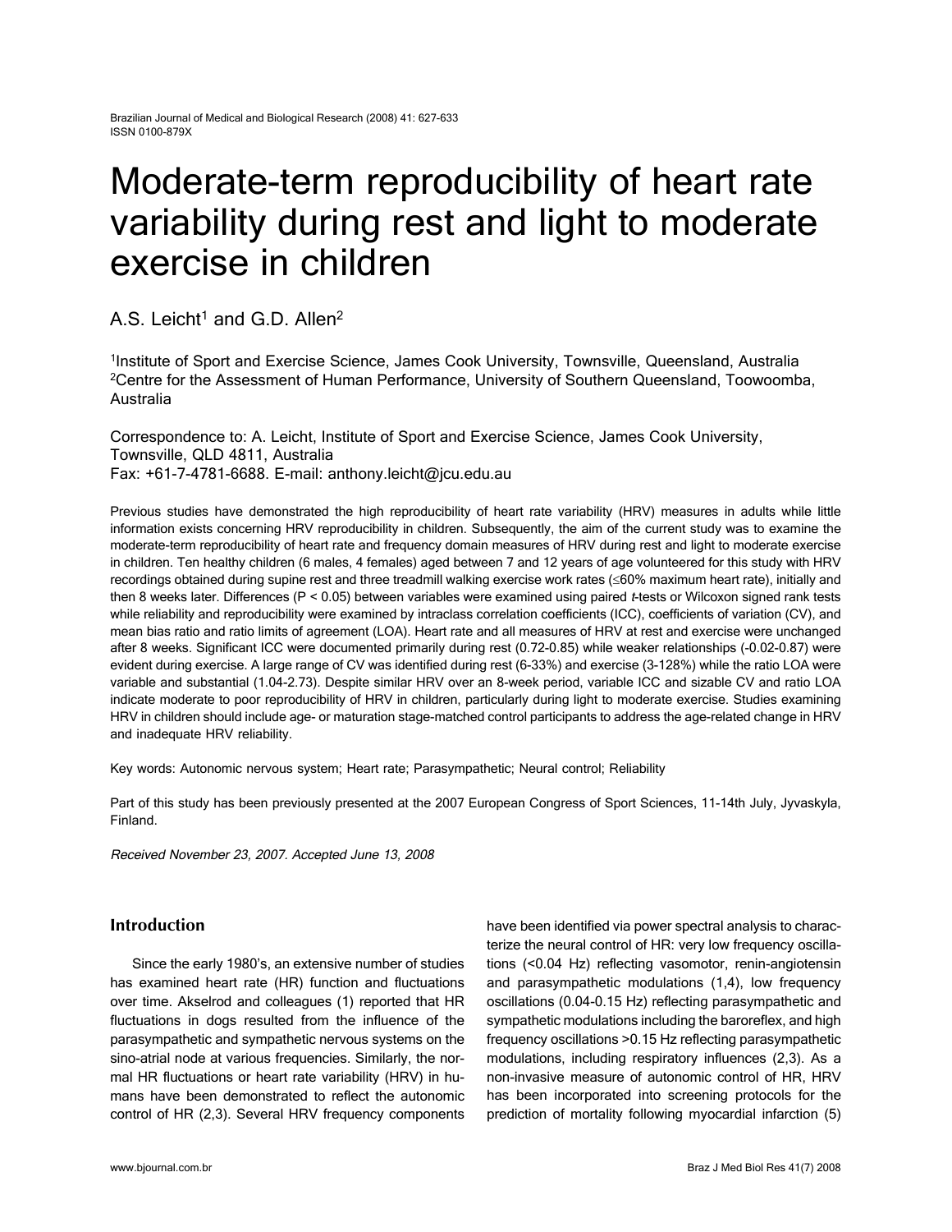# Moderate-term reproducibility of heart rate variability during rest and light to moderate exercise in children

A.S. Leicht[1] and G.D. Allen[2]

[1]Institute of Sport and Exercise Science, James Cook University, Townsville, Queensland, Australia
[2]Centre for the Assessment of Human Performance, University of Southern Queensland, Toowoomba, Australia

Correspondence to: A. Leicht, Institute of Sport and Exercise Science, James Cook University, Townsville, QLD 4811, Australia
Fax: +61-7-4781-6688. E-mail: anthony.leicht@jcu.edu.au

Previous studies have demonstrated the high reproducibility of heart rate variability (HRV) measures in adults while little information exists concerning HRV reproducibility in children. Subsequently, the aim of the current study was to examine the moderate-term reproducibility of heart rate and frequency domain measures of HRV during rest and light to moderate exercise in children. Ten healthy children (6 males, 4 females) aged between 7 and 12 years of age volunteered for this study with HRV recordings obtained during supine rest and three treadmill walking exercise work rates (≤60% maximum heart rate), initially and then 8 weeks later. Differences ($P < 0.05$) between variables were examined using paired *t*-tests or Wilcoxon signed rank tests while reliability and reproducibility were examined by intraclass correlation coefficients (ICC), coefficients of variation (CV), and mean bias ratio and ratio limits of agreement (LOA). Heart rate and all measures of HRV at rest and exercise were unchanged after 8 weeks. Significant ICC were documented primarily during rest (0.72-0.85) while weaker relationships (-0.02-0.87) were evident during exercise. A large range of CV was identified during rest (6-33%) and exercise (3-128%) while the ratio LOA were variable and substantial (1.04-2.73). Despite similar HRV over an 8-week period, variable ICC and sizable CV and ratio LOA indicate moderate to poor reproducibility of HRV in children, particularly during light to moderate exercise. Studies examining HRV in children should include age- or maturation stage-matched control participants to address the age-related change in HRV and inadequate HRV reliability.

Key words: Autonomic nervous system; Heart rate; Parasympathetic; Neural control; Reliability

Part of this study has been previously presented at the 2007 European Congress of Sport Sciences, 11-14th July, Jyvaskyla, Finland.

*Received November 23, 2007. Accepted June 13, 2008*

## Introduction

Since the early 1980's, an extensive number of studies has examined heart rate (HR) function and fluctuations over time. Akselrod and colleagues (1) reported that HR fluctuations in dogs resulted from the influence of the parasympathetic and sympathetic nervous systems on the sino-atrial node at various frequencies. Similarly, the normal HR fluctuations or heart rate variability (HRV) in humans have been demonstrated to reflect the autonomic control of HR (2,3). Several HRV frequency components have been identified via power spectral analysis to characterize the neural control of HR: very low frequency oscillations (<0.04 Hz) reflecting vasomotor, renin-angiotensin and parasympathetic modulations (1,4), low frequency oscillations (0.04-0.15 Hz) reflecting parasympathetic and sympathetic modulations including the baroreflex, and high frequency oscillations >0.15 Hz reflecting parasympathetic modulations, including respiratory influences (2,3). As a non-invasive measure of autonomic control of HR, HRV has been incorporated into screening protocols for the prediction of mortality following myocardial infarction (5)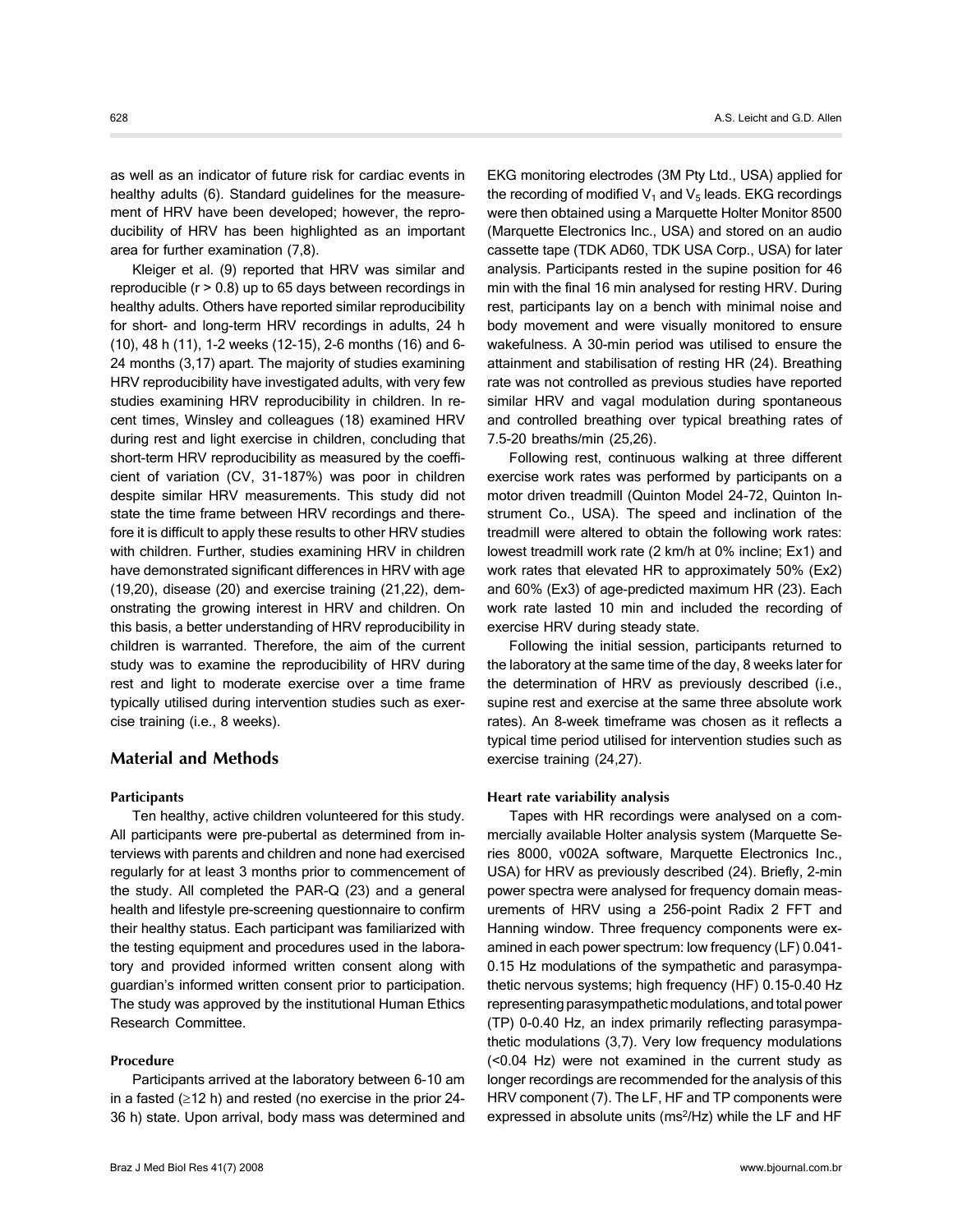as well as an indicator of future risk for cardiac events in healthy adults (6). Standard guidelines for the measurement of HRV have been developed; however, the reproducibility of HRV has been highlighted as an important area for further examination (7,8).

Kleiger et al. (9) reported that HRV was similar and reproducible (r > 0.8) up to 65 days between recordings in healthy adults. Others have reported similar reproducibility for short- and long-term HRV recordings in adults, 24 h (10), 48 h (11), 1-2 weeks (12-15), 2-6 months (16) and 6-24 months (3,17) apart. The majority of studies examining HRV reproducibility have investigated adults, with very few studies examining HRV reproducibility in children. In recent times, Winsley and colleagues (18) examined HRV during rest and light exercise in children, concluding that short-term HRV reproducibility as measured by the coefficient of variation (CV, 31-187%) was poor in children despite similar HRV measurements. This study did not state the time frame between HRV recordings and therefore it is difficult to apply these results to other HRV studies with children. Further, studies examining HRV in children have demonstrated significant differences in HRV with age (19,20), disease (20) and exercise training (21,22), demonstrating the growing interest in HRV and children. On this basis, a better understanding of HRV reproducibility in children is warranted. Therefore, the aim of the current study was to examine the reproducibility of HRV during rest and light to moderate exercise over a time frame typically utilised during intervention studies such as exercise training (i.e., 8 weeks).

## Material and Methods

### Participants

Ten healthy, active children volunteered for this study. All participants were pre-pubertal as determined from interviews with parents and children and none had exercised regularly for at least 3 months prior to commencement of the study. All completed the PAR-Q (23) and a general health and lifestyle pre-screening questionnaire to confirm their healthy status. Each participant was familiarized with the testing equipment and procedures used in the laboratory and provided informed written consent along with guardian's informed written consent prior to participation. The study was approved by the institutional Human Ethics Research Committee.

### Procedure

Participants arrived at the laboratory between 6-10 am in a fasted (≥12 h) and rested (no exercise in the prior 24-36 h) state. Upon arrival, body mass was determined and EKG monitoring electrodes (3M Pty Ltd., USA) applied for the recording of modified $V_1$ and $V_5$ leads. EKG recordings were then obtained using a Marquette Holter Monitor 8500 (Marquette Electronics Inc., USA) and stored on an audio cassette tape (TDK AD60, TDK USA Corp., USA) for later analysis. Participants rested in the supine position for 46 min with the final 16 min analysed for resting HRV. During rest, participants lay on a bench with minimal noise and body movement and were visually monitored to ensure wakefulness. A 30-min period was utilised to ensure the attainment and stabilisation of resting HR (24). Breathing rate was not controlled as previous studies have reported similar HRV and vagal modulation during spontaneous and controlled breathing over typical breathing rates of 7.5-20 breaths/min (25,26).

Following rest, continuous walking at three different exercise work rates was performed by participants on a motor driven treadmill (Quinton Model 24-72, Quinton Instrument Co., USA). The speed and inclination of the treadmill were altered to obtain the following work rates: lowest treadmill work rate (2 km/h at 0% incline; Ex1) and work rates that elevated HR to approximately 50% (Ex2) and 60% (Ex3) of age-predicted maximum HR (23). Each work rate lasted 10 min and included the recording of exercise HRV during steady state.

Following the initial session, participants returned to the laboratory at the same time of the day, 8 weeks later for the determination of HRV as previously described (i.e., supine rest and exercise at the same three absolute work rates). An 8-week timeframe was chosen as it reflects a typical time period utilised for intervention studies such as exercise training (24,27).

### Heart rate variability analysis

Tapes with HR recordings were analysed on a commercially available Holter analysis system (Marquette Series 8000, v002A software, Marquette Electronics Inc., USA) for HRV as previously described (24). Briefly, 2-min power spectra were analysed for frequency domain measurements of HRV using a 256-point Radix 2 FFT and Hanning window. Three frequency components were examined in each power spectrum: low frequency (LF) 0.041-0.15 Hz modulations of the sympathetic and parasympathetic nervous systems; high frequency (HF) 0.15-0.40 Hz representing parasympathetic modulations, and total power (TP) 0-0.40 Hz, an index primarily reflecting parasympathetic modulations (3,7). Very low frequency modulations (<0.04 Hz) were not examined in the current study as longer recordings are recommended for the analysis of this HRV component (7). The LF, HF and TP components were expressed in absolute units ($ms^2/Hz$) while the LF and HF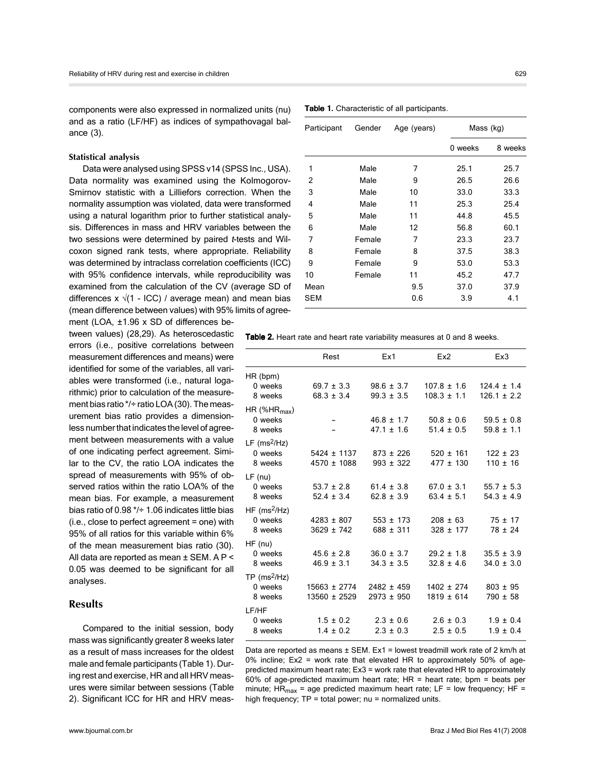components were also expressed in normalized units (nu) and as a ratio (LF/HF) as indices of sympathovagal balance (3).

### Statistical analysis

Data were analysed using SPSS v14 (SPSS Inc., USA). Data normality was examined using the Kolmogorov-Smirnov statistic with a Lilliefors correction. When the normality assumption was violated, data were transformed using a natural logarithm prior to further statistical analysis. Differences in mass and HRV variables between the two sessions were determined by paired *t*-tests and Wilcoxon signed rank tests, where appropriate. Reliability was determined by intraclass correlation coefficients (ICC) with 95% confidence intervals, while reproducibility was examined from the calculation of the CV (average SD of differences x $\sqrt{(1 - \text{ICC})}$ / average mean) and mean bias (mean difference between values) with 95% limits of agreement (LOA, ±1.96 x SD of differences between values) (28,29). As heteroscedastic errors (i.e., positive correlations between measurement differences and means) were identified for some of the variables, all variables were transformed (i.e., natural logarithmic) prior to calculation of the measurement bias ratio */÷ ratio LOA (30). The measurement bias ratio provides a dimensionless number that indicates the level of agreement between measurements with a value of one indicating perfect agreement. Similar to the CV, the ratio LOA indicates the spread of measurements with 95% of observed ratios within the ratio LOA% of the mean bias. For example, a measurement bias ratio of 0.98 */÷ 1.06 indicates little bias (i.e., close to perfect agreement = one) with 95% of all ratios for this variable within 6% of the mean measurement bias ratio (30). All data are reported as mean ± SEM. A $P < 0.05$ was deemed to be significant for all analyses.

## Results

Compared to the initial session, body mass was significantly greater 8 weeks later as a result of mass increases for the oldest male and female participants (Table 1). During rest and exercise, HR and all HRV measures were similar between sessions (Table 2). Significant ICC for HR and HRV meas-

**Table 1.** Characteristic of all participants.

| Participant | Gender | Age (years) | Mass (kg) | |
|---|---|---|---|---|
| | | | 0 weeks | 8 weeks |
| 1 | Male | 7 | 25.1 | 25.7 |
| 2 | Male | 9 | 26.5 | 26.6 |
| 3 | Male | 10 | 33.0 | 33.3 |
| 4 | Male | 11 | 25.3 | 25.4 |
| 5 | Male | 11 | 44.8 | 45.5 |
| 6 | Male | 12 | 56.8 | 60.1 |
| 7 | Female | 7 | 23.3 | 23.7 |
| 8 | Female | 8 | 37.5 | 38.3 |
| 9 | Female | 9 | 53.0 | 53.3 |
| 10 | Female | 11 | 45.2 | 47.7 |
| Mean | | 9.5 | 37.0 | 37.9 |
| SEM | | 0.6 | 3.9 | 4.1 |

**Table 2.** Heart rate and heart rate variability measures at 0 and 8 weeks.

| | Rest | Ex1 | Ex2 | Ex3 |
|---|---|---|---|---|
| HR (bpm) | | | | |
| 0 weeks | 69.7 ± 3.3 | 98.6 ± 3.7 | 107.8 ± 1.6 | 124.4 ± 1.4 |
| 8 weeks | 68.3 ± 3.4 | 99.3 ± 3.5 | 108.3 ± 1.1 | 126.1 ± 2.2 |
| HR (%$HR_{max}$) | | | | |
| 0 weeks | – | 46.8 ± 1.7 | 50.8 ± 0.6 | 59.5 ± 0.8 |
| 8 weeks | – | 47.1 ± 1.6 | 51.4 ± 0.5 | 59.8 ± 1.1 |
| LF ($ms^2$/Hz) | | | | |
| 0 weeks | 5424 ± 1137 | 873 ± 226 | 520 ± 161 | 122 ± 23 |
| 8 weeks | 4570 ± 1088 | 993 ± 322 | 477 ± 130 | 110 ± 16 |
| LF (nu) | | | | |
| 0 weeks | 53.7 ± 2.8 | 61.4 ± 3.8 | 67.0 ± 3.1 | 55.7 ± 5.3 |
| 8 weeks | 52.4 ± 3.4 | 62.8 ± 3.9 | 63.4 ± 5.1 | 54.3 ± 4.9 |
| HF ($ms^2$/Hz) | | | | |
| 0 weeks | 4283 ± 807 | 553 ± 173 | 208 ± 63 | 75 ± 17 |
| 8 weeks | 3629 ± 742 | 688 ± 311 | 328 ± 177 | 78 ± 24 |
| HF (nu) | | | | |
| 0 weeks | 45.6 ± 2.8 | 36.0 ± 3.7 | 29.2 ± 1.8 | 35.5 ± 3.9 |
| 8 weeks | 46.9 ± 3.1 | 34.3 ± 3.5 | 32.8 ± 4.6 | 34.0 ± 3.0 |
| TP ($ms^2$/Hz) | | | | |
| 0 weeks | 15663 ± 2774 | 2482 ± 459 | 1402 ± 274 | 803 ± 95 |
| 8 weeks | 13560 ± 2529 | 2973 ± 950 | 1819 ± 614 | 790 ± 58 |
| LF/HF | | | | |
| 0 weeks | 1.5 ± 0.2 | 2.3 ± 0.6 | 2.6 ± 0.3 | 1.9 ± 0.4 |
| 8 weeks | 1.4 ± 0.2 | 2.3 ± 0.3 | 2.5 ± 0.5 | 1.9 ± 0.4 |

Data are reported as means ± SEM. Ex1 = lowest treadmill work rate of 2 km/h at 0% incline; Ex2 = work rate that elevated HR to approximately 50% of age-predicted maximum heart rate; Ex3 = work rate that elevated HR to approximately 60% of age-predicted maximum heart rate; HR = heart rate; bpm = beats per minute; $HR_{max}$ = age predicted maximum heart rate; LF = low frequency; HF = high frequency; TP = total power; nu = normalized units.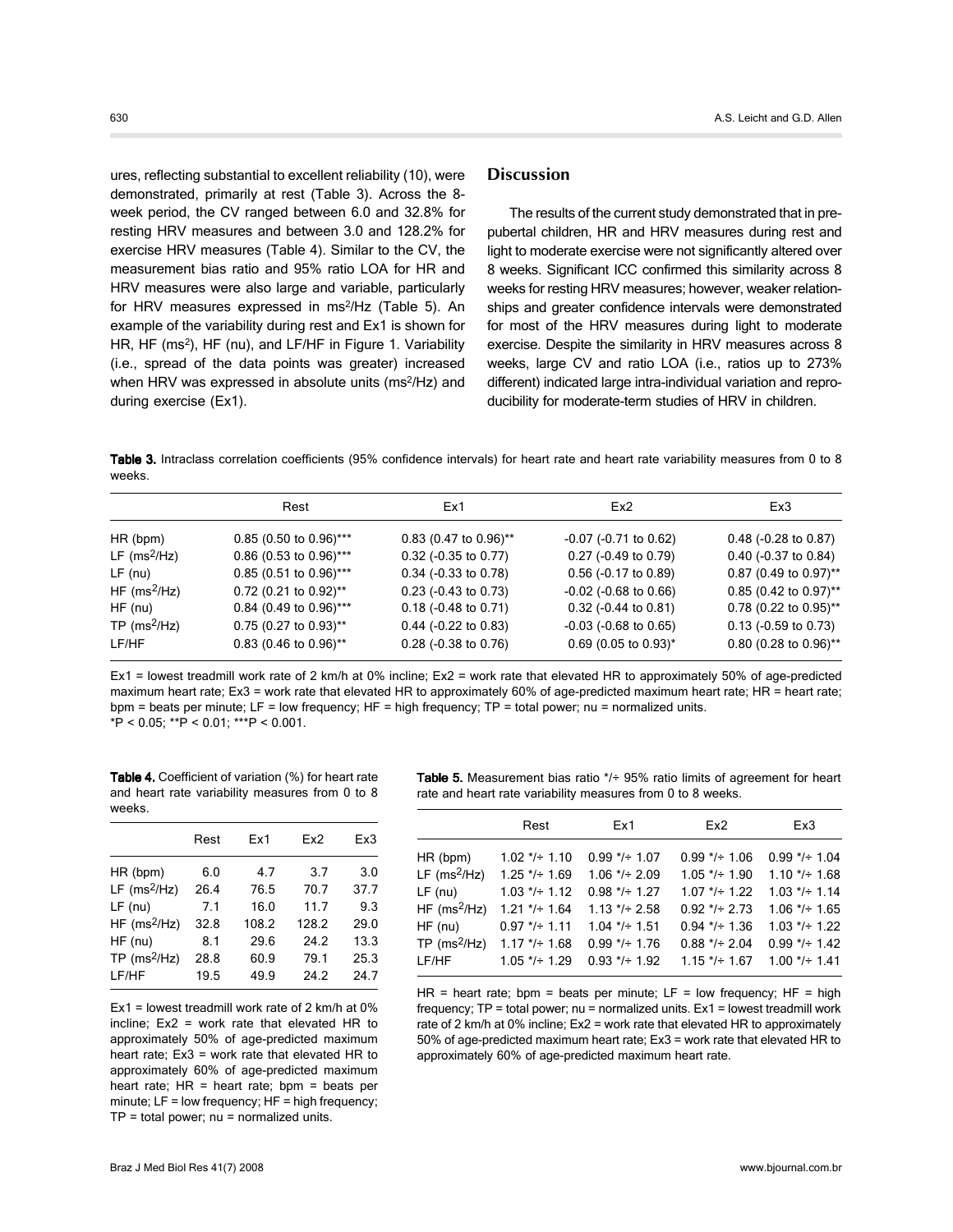ures, reflecting substantial to excellent reliability (10), were demonstrated, primarily at rest (Table 3). Across the 8-week period, the CV ranged between 6.0 and 32.8% for resting HRV measures and between 3.0 and 128.2% for exercise HRV measures (Table 4). Similar to the CV, the measurement bias ratio and 95% ratio LOA for HR and HRV measures were also large and variable, particularly for HRV measures expressed in $ms^2$/Hz (Table 5). An example of the variability during rest and Ex1 is shown for HR, HF ($ms^2$), HF (nu), and LF/HF in Figure 1. Variability (i.e., spread of the data points was greater) increased when HRV was expressed in absolute units ($ms^2$/Hz) and during exercise (Ex1).

## Discussion

The results of the current study demonstrated that in prepubertal children, HR and HRV measures during rest and light to moderate exercise were not significantly altered over 8 weeks. Significant ICC confirmed this similarity across 8 weeks for resting HRV measures; however, weaker relationships and greater confidence intervals were demonstrated for most of the HRV measures during light to moderate exercise. Despite the similarity in HRV measures across 8 weeks, large CV and ratio LOA (i.e., ratios up to 273% different) indicated large intra-individual variation and reproducibility for moderate-term studies of HRV in children.

**Table 3.** Intraclass correlation coefficients (95% confidence intervals) for heart rate and heart rate variability measures from 0 to 8 weeks.

| | Rest | Ex1 | Ex2 | Ex3 |
|---|---|---|---|---|
| HR (bpm) | 0.85 (0.50 to 0.96)*** | 0.83 (0.47 to 0.96)** | -0.07 (-0.71 to 0.62) | 0.48 (-0.28 to 0.87) |
| LF ($ms^2$/Hz) | 0.86 (0.53 to 0.96)*** | 0.32 (-0.35 to 0.77) | 0.27 (-0.49 to 0.79) | 0.40 (-0.37 to 0.84) |
| LF (nu) | 0.85 (0.51 to 0.96)*** | 0.34 (-0.33 to 0.78) | 0.56 (-0.17 to 0.89) | 0.87 (0.49 to 0.97)** |
| HF ($ms^2$/Hz) | 0.72 (0.21 to 0.92)** | 0.23 (-0.43 to 0.73) | -0.02 (-0.68 to 0.66) | 0.85 (0.42 to 0.97)** |
| HF (nu) | 0.84 (0.49 to 0.96)*** | 0.18 (-0.48 to 0.71) | 0.32 (-0.44 to 0.81) | 0.78 (0.22 to 0.95)** |
| TP ($ms^2$/Hz) | 0.75 (0.27 to 0.93)** | 0.44 (-0.22 to 0.83) | -0.03 (-0.68 to 0.65) | 0.13 (-0.59 to 0.73) |
| LF/HF | 0.83 (0.46 to 0.96)** | 0.28 (-0.38 to 0.76) | 0.69 (0.05 to 0.93)* | 0.80 (0.28 to 0.96)** |

Ex1 = lowest treadmill work rate of 2 km/h at 0% incline; Ex2 = work rate that elevated HR to approximately 50% of age-predicted maximum heart rate; Ex3 = work rate that elevated HR to approximately 60% of age-predicted maximum heart rate; HR = heart rate; bpm = beats per minute; LF = low frequency; HF = high frequency; TP = total power; nu = normalized units.
*P < 0.05; **P < 0.01; ***P < 0.001.

**Table 4.** Coefficient of variation (%) for heart rate and heart rate variability measures from 0 to 8 weeks.

| | Rest | Ex1 | Ex2 | Ex3 |
|---|---|---|---|---|
| HR (bpm) | 6.0 | 4.7 | 3.7 | 3.0 |
| LF ($ms^2$/Hz) | 26.4 | 76.5 | 70.7 | 37.7 |
| LF (nu) | 7.1 | 16.0 | 11.7 | 9.3 |
| HF ($ms^2$/Hz) | 32.8 | 108.2 | 128.2 | 29.0 |
| HF (nu) | 8.1 | 29.6 | 24.2 | 13.3 |
| TP ($ms^2$/Hz) | 28.8 | 60.9 | 79.1 | 25.3 |
| LF/HF | 19.5 | 49.9 | 24.2 | 24.7 |

Ex1 = lowest treadmill work rate of 2 km/h at 0% incline; Ex2 = work rate that elevated HR to approximately 50% of age-predicted maximum heart rate; Ex3 = work rate that elevated HR to approximately 60% of age-predicted maximum heart rate; HR = heart rate; bpm = beats per minute; LF = low frequency; HF = high frequency; TP = total power; nu = normalized units.

**Table 5.** Measurement bias ratio */÷ 95% ratio limits of agreement for heart rate and heart rate variability measures from 0 to 8 weeks.

| | Rest | Ex1 | Ex2 | Ex3 |
|---|---|---|---|---|
| HR (bpm) | 1.02 */÷ 1.10 | 0.99 */÷ 1.07 | 0.99 */÷ 1.06 | 0.99 */÷ 1.04 |
| LF ($ms^2$/Hz) | 1.25 */÷ 1.69 | 1.06 */÷ 2.09 | 1.05 */÷ 1.90 | 1.10 */÷ 1.68 |
| LF (nu) | 1.03 */÷ 1.12 | 0.98 */÷ 1.27 | 1.07 */÷ 1.22 | 1.03 */÷ 1.14 |
| HF ($ms^2$/Hz) | 1.21 */÷ 1.64 | 1.13 */÷ 2.58 | 0.92 */÷ 2.73 | 1.06 */÷ 1.65 |
| HF (nu) | 0.97 */÷ 1.11 | 1.04 */÷ 1.51 | 0.94 */÷ 1.36 | 1.03 */÷ 1.22 |
| TP ($ms^2$/Hz) | 1.17 */÷ 1.68 | 0.99 */÷ 1.76 | 0.88 */÷ 2.04 | 0.99 */÷ 1.42 |
| LF/HF | 1.05 */÷ 1.29 | 0.93 */÷ 1.92 | 1.15 */÷ 1.67 | 1.00 */÷ 1.41 |

HR = heart rate; bpm = beats per minute; LF = low frequency; HF = high frequency; TP = total power; nu = normalized units. Ex1 = lowest treadmill work rate of 2 km/h at 0% incline; Ex2 = work rate that elevated HR to approximately 50% of age-predicted maximum heart rate; Ex3 = work rate that elevated HR to approximately 60% of age-predicted maximum heart rate.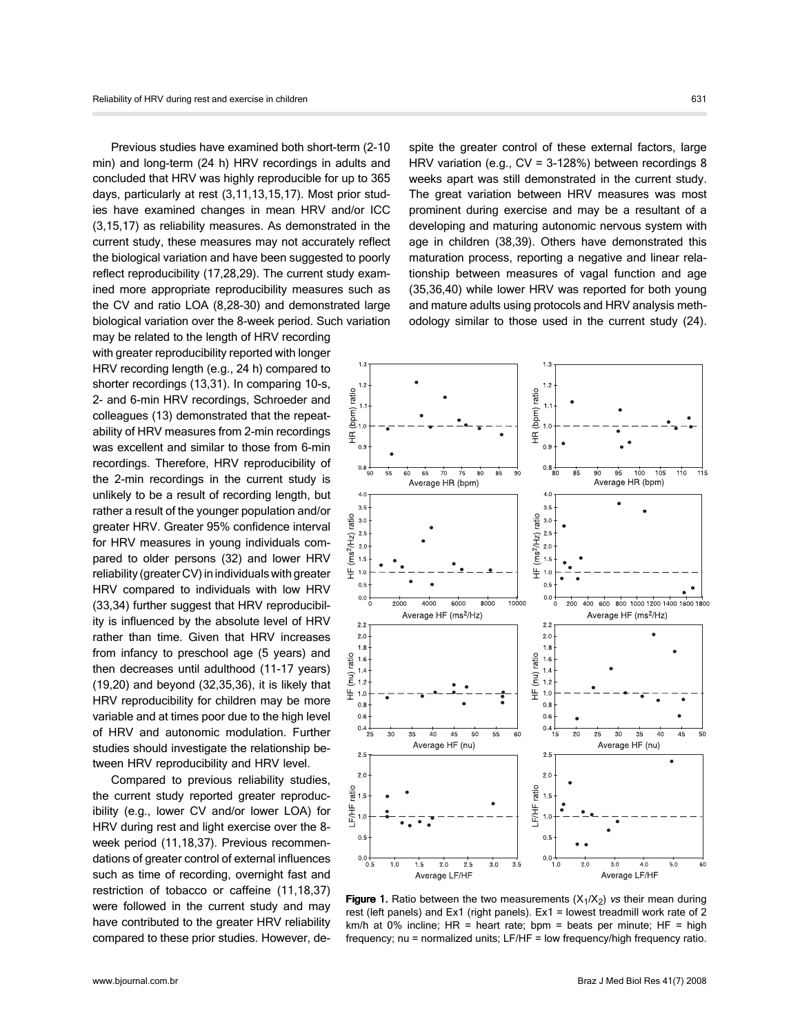Previous studies have examined both short-term (2-10 min) and long-term (24 h) HRV recordings in adults and concluded that HRV was highly reproducible for up to 365 days, particularly at rest (3,11,13,15,17). Most prior studies have examined changes in mean HRV and/or ICC (3,15,17) as reliability measures. As demonstrated in the current study, these measures may not accurately reflect the biological variation and have been suggested to poorly reflect reproducibility (17,28,29). The current study examined more appropriate reproducibility measures such as the CV and ratio LOA (8,28-30) and demonstrated large biological variation over the 8-week period. Such variation may be related to the length of HRV recording with greater reproducibility reported with longer HRV recording length (e.g., 24 h) compared to shorter recordings (13,31). In comparing 10-s, 2- and 6-min HRV recordings, Schroeder and colleagues (13) demonstrated that the repeatability of HRV measures from 2-min recordings was excellent and similar to those from 6-min recordings. Therefore, HRV reproducibility of the 2-min recordings in the current study is unlikely to be a result of recording length, but rather a result of the younger population and/or greater HRV. Greater 95% confidence interval for HRV measures in young individuals compared to older persons (32) and lower HRV reliability (greater CV) in individuals with greater HRV compared to individuals with low HRV (33,34) further suggest that HRV reproducibility is influenced by the absolute level of HRV rather than time. Given that HRV increases from infancy to preschool age (5 years) and then decreases until adulthood (11-17 years) (19,20) and beyond (32,35,36), it is likely that HRV reproducibility for children may be more variable and at times poor due to the high level of HRV and autonomic modulation. Further studies should investigate the relationship between HRV reproducibility and HRV level.

Compared to previous reliability studies, the current study reported greater reproducibility (e.g., lower CV and/or lower LOA) for HRV during rest and light exercise over the 8-week period (11,18,37). Previous recommendations of greater control of external influences such as time of recording, overnight fast and restriction of tobacco or caffeine (11,18,37) were followed in the current study and may have contributed to the greater HRV reliability compared to these prior studies. However, despite the greater control of these external factors, large HRV variation (e.g., CV = 3-128%) between recordings 8 weeks apart was still demonstrated in the current study. The great variation between HRV measures was most prominent during exercise and may be a resultant of a developing and maturing autonomic nervous system with age in children (38,39). Others have demonstrated this maturation process, reporting a negative and linear relationship between measures of vagal function and age (35,36,40) while lower HRV was reported for both young and mature adults using protocols and HRV analysis methodology similar to those used in the current study (24).

**Figure 1.** Ratio between the two measurements ($X_1/X_2$) *vs* their mean during rest (left panels) and Ex1 (right panels). Ex1 = lowest treadmill work rate of 2 km/h at 0% incline; HR = heart rate; bpm = beats per minute; HF = high frequency; nu = normalized units; LF/HF = low frequency/high frequency ratio.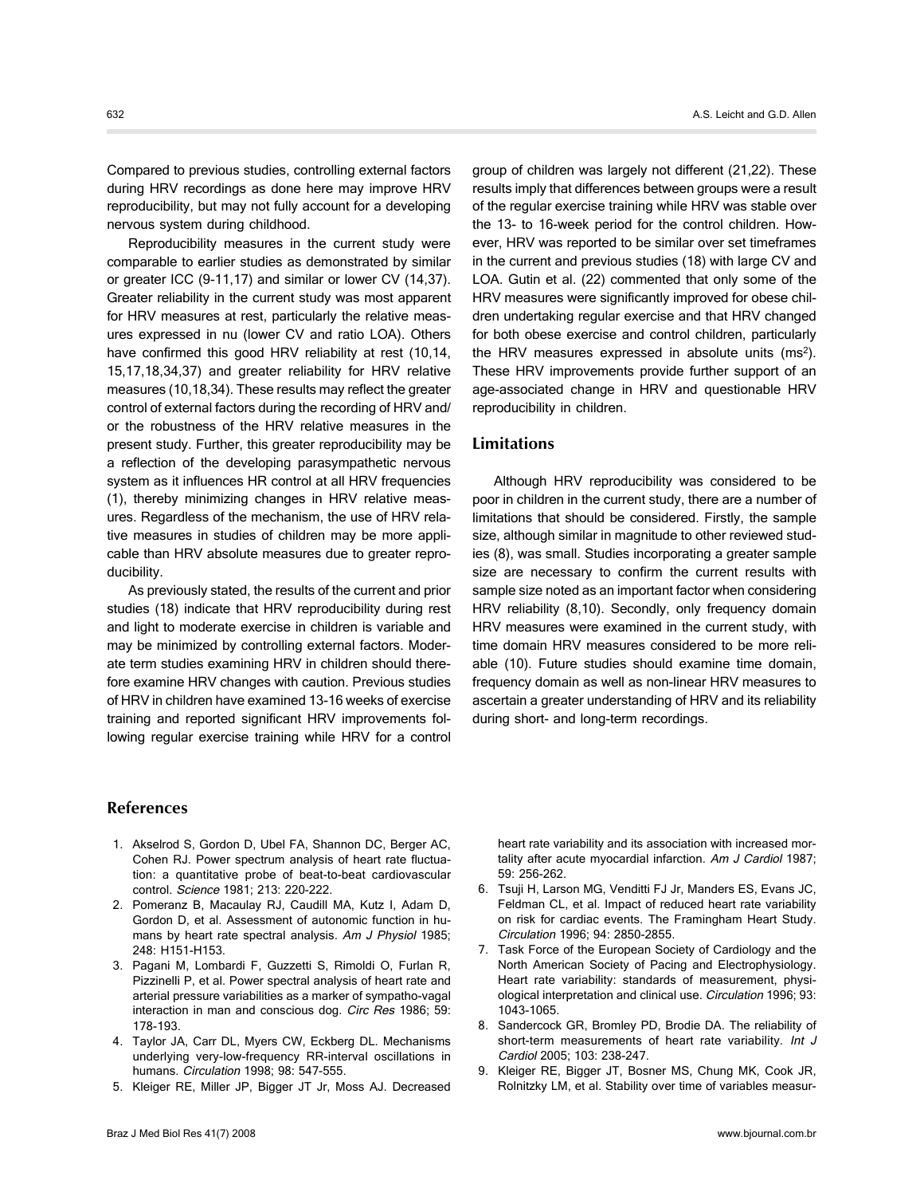Compared to previous studies, controlling external factors during HRV recordings as done here may improve HRV reproducibility, but may not fully account for a developing nervous system during childhood.

Reproducibility measures in the current study were comparable to earlier studies as demonstrated by similar or greater ICC (9-11,17) and similar or lower CV (14,37). Greater reliability in the current study was most apparent for HRV measures at rest, particularly the relative measures expressed in nu (lower CV and ratio LOA). Others have confirmed this good HRV reliability at rest (10,14, 15,17,18,34,37) and greater reliability for HRV relative measures (10,18,34). These results may reflect the greater control of external factors during the recording of HRV and/or the robustness of the HRV relative measures in the present study. Further, this greater reproducibility may be a reflection of the developing parasympathetic nervous system as it influences HR control at all HRV frequencies (1), thereby minimizing changes in HRV relative measures. Regardless of the mechanism, the use of HRV relative measures in studies of children may be more applicable than HRV absolute measures due to greater reproducibility.

As previously stated, the results of the current and prior studies (18) indicate that HRV reproducibility during rest and light to moderate exercise in children is variable and may be minimized by controlling external factors. Moderate term studies examining HRV in children should therefore examine HRV changes with caution. Previous studies of HRV in children have examined 13-16 weeks of exercise training and reported significant HRV improvements following regular exercise training while HRV for a control group of children was largely not different (21,22). These results imply that differences between groups were a result of the regular exercise training while HRV was stable over the 13- to 16-week period for the control children. However, HRV was reported to be similar over set timeframes in the current and previous studies (18) with large CV and LOA. Gutin et al. (22) commented that only some of the HRV measures were significantly improved for obese children undertaking regular exercise and that HRV changed for both obese exercise and control children, particularly the HRV measures expressed in absolute units ($ms^2$). These HRV improvements provide further support of an age-associated change in HRV and questionable HRV reproducibility in children.

## Limitations

Although HRV reproducibility was considered to be poor in children in the current study, there are a number of limitations that should be considered. Firstly, the sample size, although similar in magnitude to other reviewed studies (8), was small. Studies incorporating a greater sample size are necessary to confirm the current results with sample size noted as an important factor when considering HRV reliability (8,10). Secondly, only frequency domain HRV measures were examined in the current study, with time domain HRV measures considered to be more reliable (10). Future studies should examine time domain, frequency domain as well as non-linear HRV measures to ascertain a greater understanding of HRV and its reliability during short- and long-term recordings.

## References

1. Akselrod S, Gordon D, Ubel FA, Shannon DC, Berger AC, Cohen RJ. Power spectrum analysis of heart rate fluctuation: a quantitative probe of beat-to-beat cardiovascular control. *Science* 1981; 213: 220-222.
2. Pomeranz B, Macaulay RJ, Caudill MA, Kutz I, Adam D, Gordon D, et al. Assessment of autonomic function in humans by heart rate spectral analysis. *Am J Physiol* 1985; 248: H151-H153.
3. Pagani M, Lombardi F, Guzzetti S, Rimoldi O, Furlan R, Pizzinelli P, et al. Power spectral analysis of heart rate and arterial pressure variabilities as a marker of sympatho-vagal interaction in man and conscious dog. *Circ Res* 1986; 59: 178-193.
4. Taylor JA, Carr DL, Myers CW, Eckberg DL. Mechanisms underlying very-low-frequency RR-interval oscillations in humans. *Circulation* 1998; 98: 547-555.
5. Kleiger RE, Miller JP, Bigger JT Jr, Moss AJ. Decreased heart rate variability and its association with increased mortality after acute myocardial infarction. *Am J Cardiol* 1987; 59: 256-262.
6. Tsuji H, Larson MG, Venditti FJ Jr, Manders ES, Evans JC, Feldman CL, et al. Impact of reduced heart rate variability on risk for cardiac events. The Framingham Heart Study. *Circulation* 1996; 94: 2850-2855.
7. Task Force of the European Society of Cardiology and the North American Society of Pacing and Electrophysiology. Heart rate variability: standards of measurement, physiological interpretation and clinical use. *Circulation* 1996; 93: 1043-1065.
8. Sandercock GR, Bromley PD, Brodie DA. The reliability of short-term measurements of heart rate variability. *Int J Cardiol* 2005; 103: 238-247.
9. Kleiger RE, Bigger JT, Bosner MS, Chung MK, Cook JR, Rolnitzky LM, et al. Stability over time of variables measur-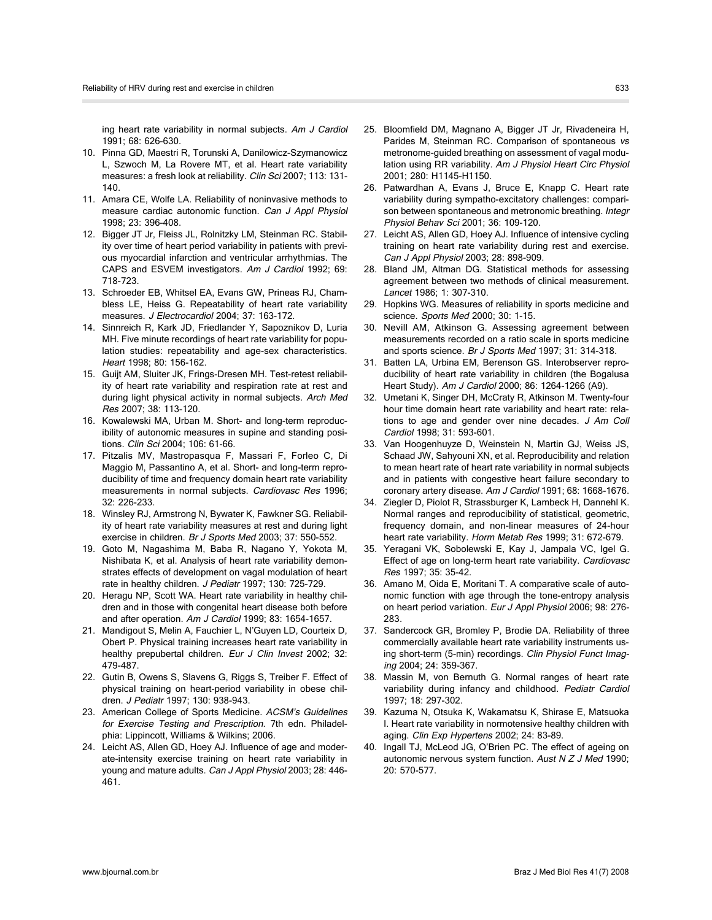ing heart rate variability in normal subjects. *Am J Cardiol* 1991; 68: 626-630.

10. Pinna GD, Maestri R, Torunski A, Danilowicz-Szymanowicz L, Szwoch M, La Rovere MT, et al. Heart rate variability measures: a fresh look at reliability. *Clin Sci* 2007; 113: 131-140.
11. Amara CE, Wolfe LA. Reliability of noninvasive methods to measure cardiac autonomic function. *Can J Appl Physiol* 1998; 23: 396-408.
12. Bigger JT Jr, Fleiss JL, Rolnitzky LM, Steinman RC. Stability over time of heart period variability in patients with previous myocardial infarction and ventricular arrhythmias. The CAPS and ESVEM investigators. *Am J Cardiol* 1992; 69: 718-723.
13. Schroeder EB, Whitsel EA, Evans GW, Prineas RJ, Chambless LE, Heiss G. Repeatability of heart rate variability measures. *J Electrocardiol* 2004; 37: 163-172.
14. Sinnreich R, Kark JD, Friedlander Y, Sapoznikov D, Luria MH. Five minute recordings of heart rate variability for population studies: repeatability and age-sex characteristics. *Heart* 1998; 80: 156-162.
15. Guijt AM, Sluiter JK, Frings-Dresen MH. Test-retest reliability of heart rate variability and respiration rate at rest and during light physical activity in normal subjects. *Arch Med Res* 2007; 38: 113-120.
16. Kowalewski MA, Urban M. Short- and long-term reproducibility of autonomic measures in supine and standing positions. *Clin Sci* 2004; 106: 61-66.
17. Pitzalis MV, Mastropasqua F, Massari F, Forleo C, Di Maggio M, Passantino A, et al. Short- and long-term reproducibility of time and frequency domain heart rate variability measurements in normal subjects. *Cardiovasc Res* 1996; 32: 226-233.
18. Winsley RJ, Armstrong N, Bywater K, Fawkner SG. Reliability of heart rate variability measures at rest and during light exercise in children. *Br J Sports Med* 2003; 37: 550-552.
19. Goto M, Nagashima M, Baba R, Nagano Y, Yokota M, Nishibata K, et al. Analysis of heart rate variability demonstrates effects of development on vagal modulation of heart rate in healthy children. *J Pediatr* 1997; 130: 725-729.
20. Heragu NP, Scott WA. Heart rate variability in healthy children and in those with congenital heart disease both before and after operation. *Am J Cardiol* 1999; 83: 1654-1657.
21. Mandigout S, Melin A, Fauchier L, N'Guyen LD, Courteix D, Obert P. Physical training increases heart rate variability in healthy prepubertal children. *Eur J Clin Invest* 2002; 32: 479-487.
22. Gutin B, Owens S, Slavens G, Riggs S, Treiber F. Effect of physical training on heart-period variability in obese children. *J Pediatr* 1997; 130: 938-943.
23. American College of Sports Medicine. *ACSM's Guidelines for Exercise Testing and Prescription.* 7th edn. Philadelphia: Lippincott, Williams & Wilkins; 2006.
24. Leicht AS, Allen GD, Hoey AJ. Influence of age and moderate-intensity exercise training on heart rate variability in young and mature adults. *Can J Appl Physiol* 2003; 28: 446-461.
25. Bloomfield DM, Magnano A, Bigger JT Jr, Rivadeneira H, Parides M, Steinman RC. Comparison of spontaneous *vs* metronome-guided breathing on assessment of vagal modulation using RR variability. *Am J Physiol Heart Circ Physiol* 2001; 280: H1145-H1150.
26. Patwardhan A, Evans J, Bruce E, Knapp C. Heart rate variability during sympatho-excitatory challenges: comparison between spontaneous and metronomic breathing. *Integr Physiol Behav Sci* 2001; 36: 109-120.
27. Leicht AS, Allen GD, Hoey AJ. Influence of intensive cycling training on heart rate variability during rest and exercise. *Can J Appl Physiol* 2003; 28: 898-909.
28. Bland JM, Altman DG. Statistical methods for assessing agreement between two methods of clinical measurement. *Lancet* 1986; 1: 307-310.
29. Hopkins WG. Measures of reliability in sports medicine and science. *Sports Med* 2000; 30: 1-15.
30. Nevill AM, Atkinson G. Assessing agreement between measurements recorded on a ratio scale in sports medicine and sports science. *Br J Sports Med* 1997; 31: 314-318.
31. Batten LA, Urbina EM, Berenson GS. Interobserver reproducibility of heart rate variability in children (the Bogalusa Heart Study). *Am J Cardiol* 2000; 86: 1264-1266 (A9).
32. Umetani K, Singer DH, McCraty R, Atkinson M. Twenty-four hour time domain heart rate variability and heart rate: relations to age and gender over nine decades. *J Am Coll Cardiol* 1998; 31: 593-601.
33. Van Hoogenhuyze D, Weinstein N, Martin GJ, Weiss JS, Schaad JW, Sahyouni XN, et al. Reproducibility and relation to mean heart rate of heart rate variability in normal subjects and in patients with congestive heart failure secondary to coronary artery disease. *Am J Cardiol* 1991; 68: 1668-1676.
34. Ziegler D, Piolot R, Strassburger K, Lambeck H, Dannehl K. Normal ranges and reproducibility of statistical, geometric, frequency domain, and non-linear measures of 24-hour heart rate variability. *Horm Metab Res* 1999; 31: 672-679.
35. Yeragani VK, Sobolewski E, Kay J, Jampala VC, Igel G. Effect of age on long-term heart rate variability. *Cardiovasc Res* 1997; 35: 35-42.
36. Amano M, Oida E, Moritani T. A comparative scale of autonomic function with age through the tone-entropy analysis on heart period variation. *Eur J Appl Physiol* 2006; 98: 276-283.
37. Sandercock GR, Bromley P, Brodie DA. Reliability of three commercially available heart rate variability instruments using short-term (5-min) recordings. *Clin Physiol Funct Imaging* 2004; 24: 359-367.
38. Massin M, von Bernuth G. Normal ranges of heart rate variability during infancy and childhood. *Pediatr Cardiol* 1997; 18: 297-302.
39. Kazuma N, Otsuka K, Wakamatsu K, Shirase E, Matsuoka I. Heart rate variability in normotensive healthy children with aging. *Clin Exp Hypertens* 2002; 24: 83-89.
40. Ingall TJ, McLeod JG, O'Brien PC. The effect of ageing on autonomic nervous system function. *Aust N Z J Med* 1990; 20: 570-577.